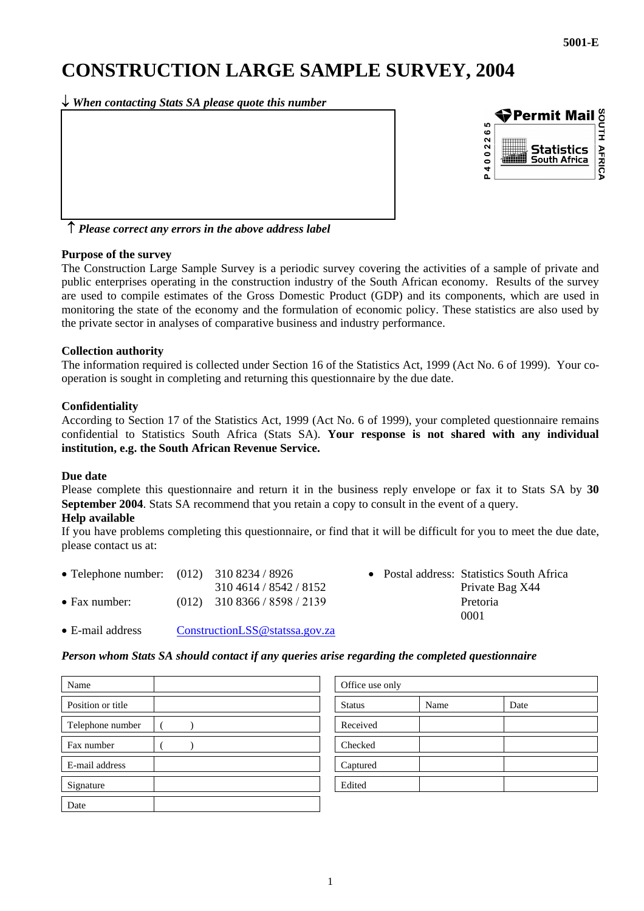5001-E

# CONSTRUCTION LARGE SAMPLE SURVEY, 2004

↓ *When contacting Stats SA please quote this number*

↑ *Please correct any errors in the above address label*

Permit Mail P 4 0 0 2 2 6 5 Statistics South Africa SOUTH AFRICA

**Purpose of the survey**

The Construction Large Sample Survey is a periodic survey covering the activities of a sample of private and public enterprises operating in the construction industry of the South African economy. Results of the survey are used to compile estimates of the Gross Domestic Product (GDP) and its components, which are used in monitoring the state of the economy and the formulation of economic policy. These statistics are also used by the private sector in analyses of comparative business and industry performance.

**Collection authority**

The information required is collected under Section 16 of the Statistics Act, 1999 (Act No. 6 of 1999). Your co-operation is sought in completing and returning this questionnaire by the due date.

**Confidentiality**

According to Section 17 of the Statistics Act, 1999 (Act No. 6 of 1999), your completed questionnaire remains confidential to Statistics South Africa (Stats SA). **Your response is not shared with any individual institution, e.g. the South African Revenue Service.**

**Due date**

Please complete this questionnaire and return it in the business reply envelope or fax it to Stats SA by **30 September 2004**. Stats SA recommend that you retain a copy to consult in the event of a query.

**Help available**

If you have problems completing this questionnaire, or find that it will be difficult for you to meet the due date, please contact us at:

- Telephone number: (012) 310 8234 / 8926, 310 4614 / 8542 / 8152
- Fax number: (012) 310 8366 / 8598 / 2139
- E-mail address ConstructionLSS@statssa.gov.za
- Postal address: Statistics South Africa, Private Bag X44, Pretoria, 0001

***Person whom Stats SA should contact if any queries arise regarding the completed questionnaire***

| | |
|---|---|
| Name | |
| Position or title | |
| Telephone number | ( ) |
| Fax number | ( ) |
| E-mail address | |
| Signature | |
| Date | |

| Office use only | | |
|---|---|---|
| Status | Name | Date |
| Received | | |
| Checked | | |
| Captured | | |
| Edited | | |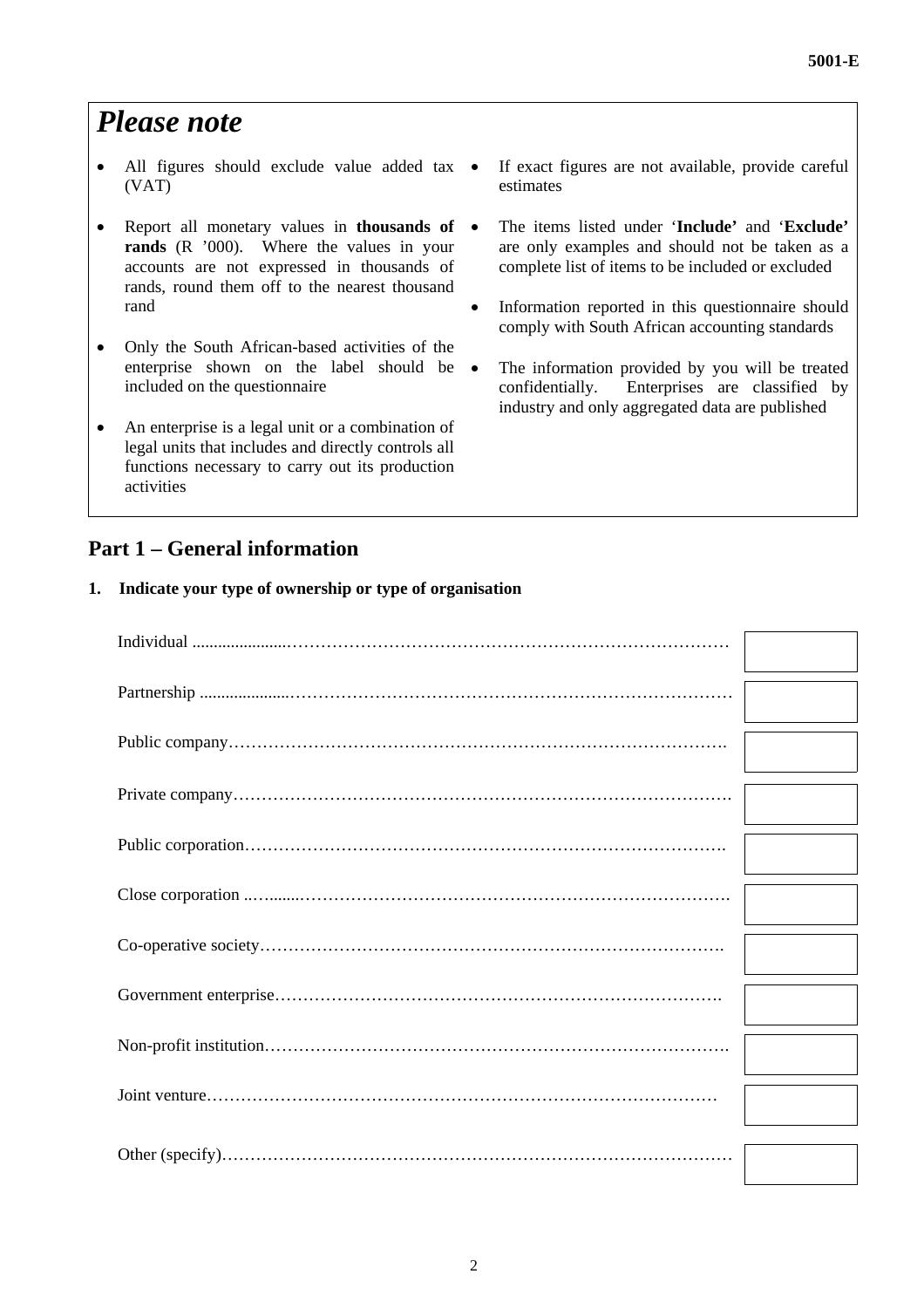## *Please note*

- All figures should exclude value added tax (VAT)
- Report all monetary values in **thousands of rands** (R '000). Where the values in your accounts are not expressed in thousands of rands, round them off to the nearest thousand rand
- Only the South African-based activities of the enterprise shown on the label should be included on the questionnaire
- An enterprise is a legal unit or a combination of legal units that includes and directly controls all functions necessary to carry out its production activities
- If exact figures are not available, provide careful estimates
- The items listed under '**Include'** and '**Exclude'** are only examples and should not be taken as a complete list of items to be included or excluded
- Information reported in this questionnaire should comply with South African accounting standards
- The information provided by you will be treated confidentially. Enterprises are classified by industry and only aggregated data are published

## Part 1 – General information

**1. Indicate your type of ownership or type of organisation**

| | |
|---|---|
| Individual | |
| Partnership | |
| Public company | |
| Private company | |
| Public corporation | |
| Close corporation | |
| Co-operative society | |
| Government enterprise | |
| Non-profit institution | |
| Joint venture | |
| Other (specify) | |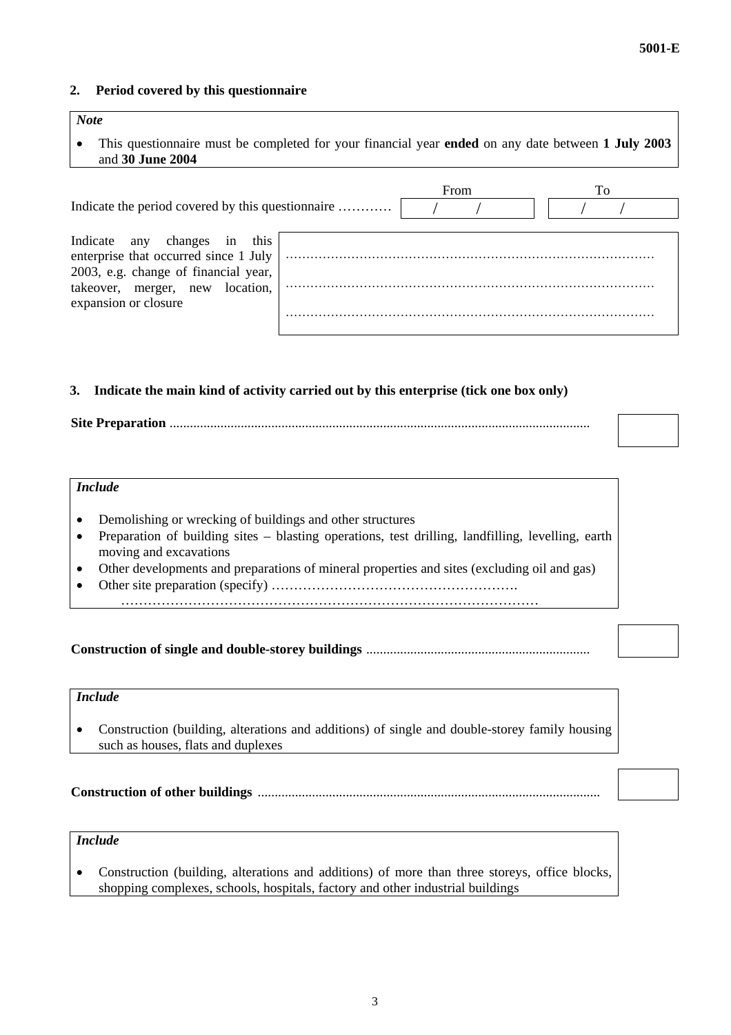## 2. Period covered by this questionnaire

> ***Note***
>
> - This questionnaire must be completed for your financial year **ended** on any date between **1 July 2003** and **30 June 2004**

| | From | To |
|---|---|---|
| Indicate the period covered by this questionnaire ………… | / / | / / |

Indicate any changes in this enterprise that occurred since 1 July 2003, e.g. change of financial year, takeover, merger, new location, expansion or closure

………………………………………………………………………………

………………………………………………………………………………

………………………………………………………………………………

## 3. Indicate the main kind of activity carried out by this enterprise (tick one box only)

**Site Preparation** .......................................................................................................................... ☐

> ***Include***
>
> - Demolishing or wrecking of buildings and other structures
> - Preparation of building sites – blasting operations, test drilling, landfilling, levelling, earth moving and excavations
> - Other developments and preparations of mineral properties and sites (excluding oil and gas)
> - Other site preparation (specify) ……………………………………………….
>   ……………………………………………………………………………………

**Construction of single and double-storey buildings** ................................................................. ☐

> ***Include***
>
> - Construction (building, alterations and additions) of single and double-storey family housing such as houses, flats and duplexes

**Construction of other buildings** .................................................................................................. ☐

> ***Include***
>
> - Construction (building, alterations and additions) of more than three storeys, office blocks, shopping complexes, schools, hospitals, factory and other industrial buildings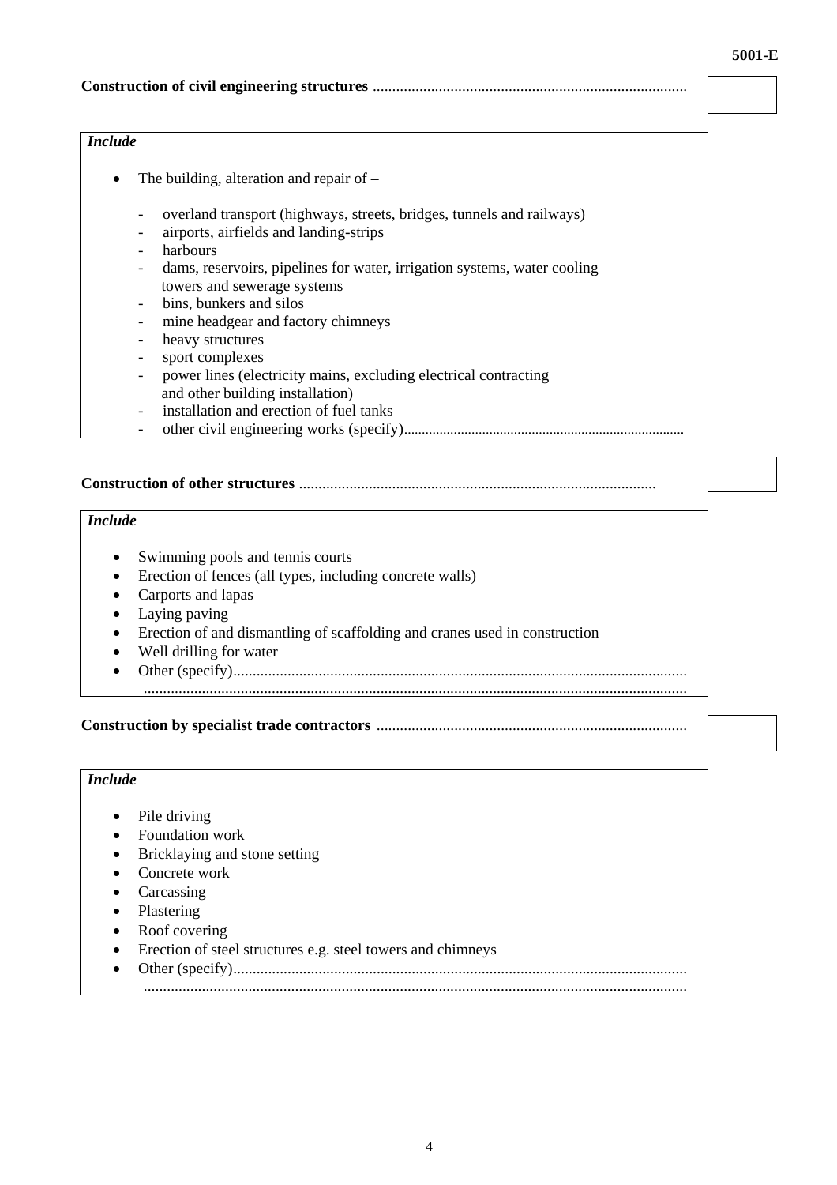**Construction of civil engineering structures** ................................................................................

*Include*

- The building, alteration and repair of –
  - overland transport (highways, streets, bridges, tunnels and railways)
  - airports, airfields and landing-strips
  - harbours
  - dams, reservoirs, pipelines for water, irrigation systems, water cooling towers and sewerage systems
  - bins, bunkers and silos
  - mine headgear and factory chimneys
  - heavy structures
  - sport complexes
  - power lines (electricity mains, excluding electrical contracting and other building installation)
  - installation and erection of fuel tanks
  - other civil engineering works (specify)..............................................................................

**Construction of other structures** ............................................................................................

*Include*

- Swimming pools and tennis courts
- Erection of fences (all types, including concrete walls)
- Carports and lapas
- Laying paving
- Erection of and dismantling of scaffolding and cranes used in construction
- Well drilling for water
- Other (specify)....................................................................................................................
  ..........................................................................................................................................

**Construction by specialist trade contractors** ...............................................................................

*Include*

- Pile driving
- Foundation work
- Bricklaying and stone setting
- Concrete work
- Carcassing
- Plastering
- Roof covering
- Erection of steel structures e.g. steel towers and chimneys
- Other (specify)....................................................................................................................
  ..........................................................................................................................................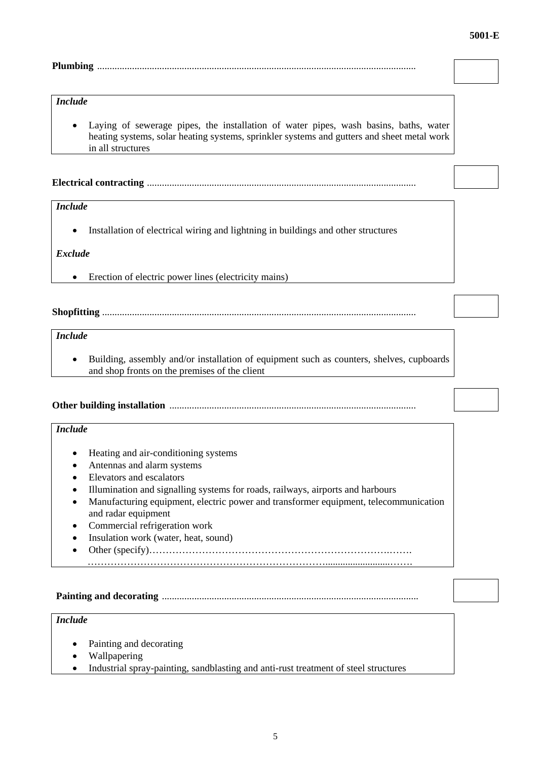**Plumbing** ................................................................................................................................

*Include*

- Laying of sewerage pipes, the installation of water pipes, wash basins, baths, water heating systems, solar heating systems, sprinkler systems and gutters and sheet metal work in all structures

**Electrical contracting** ............................................................................................................

*Include*

- Installation of electrical wiring and lightning in buildings and other structures

*Exclude*

- Erection of electric power lines (electricity mains)

**Shopfitting** .............................................................................................................................

*Include*

- Building, assembly and/or installation of equipment such as counters, shelves, cupboards and shop fronts on the premises of the client

**Other building installation** ..................................................................................................

*Include*

- Heating and air-conditioning systems
- Antennas and alarm systems
- Elevators and escalators
- Illumination and signalling systems for roads, railways, airports and harbours
- Manufacturing equipment, electric power and transformer equipment, telecommunication and radar equipment
- Commercial refrigeration work
- Insulation work (water, heat, sound)
- Other (specify)…………………………………………………………………….…….
  ………………………………………………………………..........................……

**Painting and decorating** ......................................................................................................

*Include*

- Painting and decorating
- Wallpapering
- Industrial spray-painting, sandblasting and anti-rust treatment of steel structures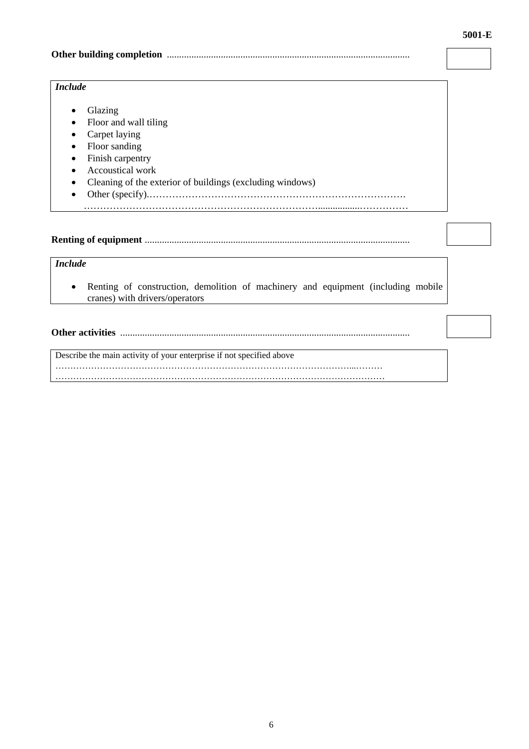**Other building completion** ..................................................................................................... ☐

*Include*

- Glazing
- Floor and wall tiling
- Carpet laying
- Floor sanding
- Finish carpentry
- Accoustical work
- Cleaning of the exterior of buildings (excluding windows)
- Other (specify)..............................................................................
  ..............................................................................................

**Renting of equipment** ........................................................................................................... ☐

*Include*

- Renting of construction, demolition of machinery and equipment (including mobile cranes) with drivers/operators

**Other activities** ..................................................................................................................... ☐

Describe the main activity of your enterprise if not specified above
..............................................................................................................
..............................................................................................................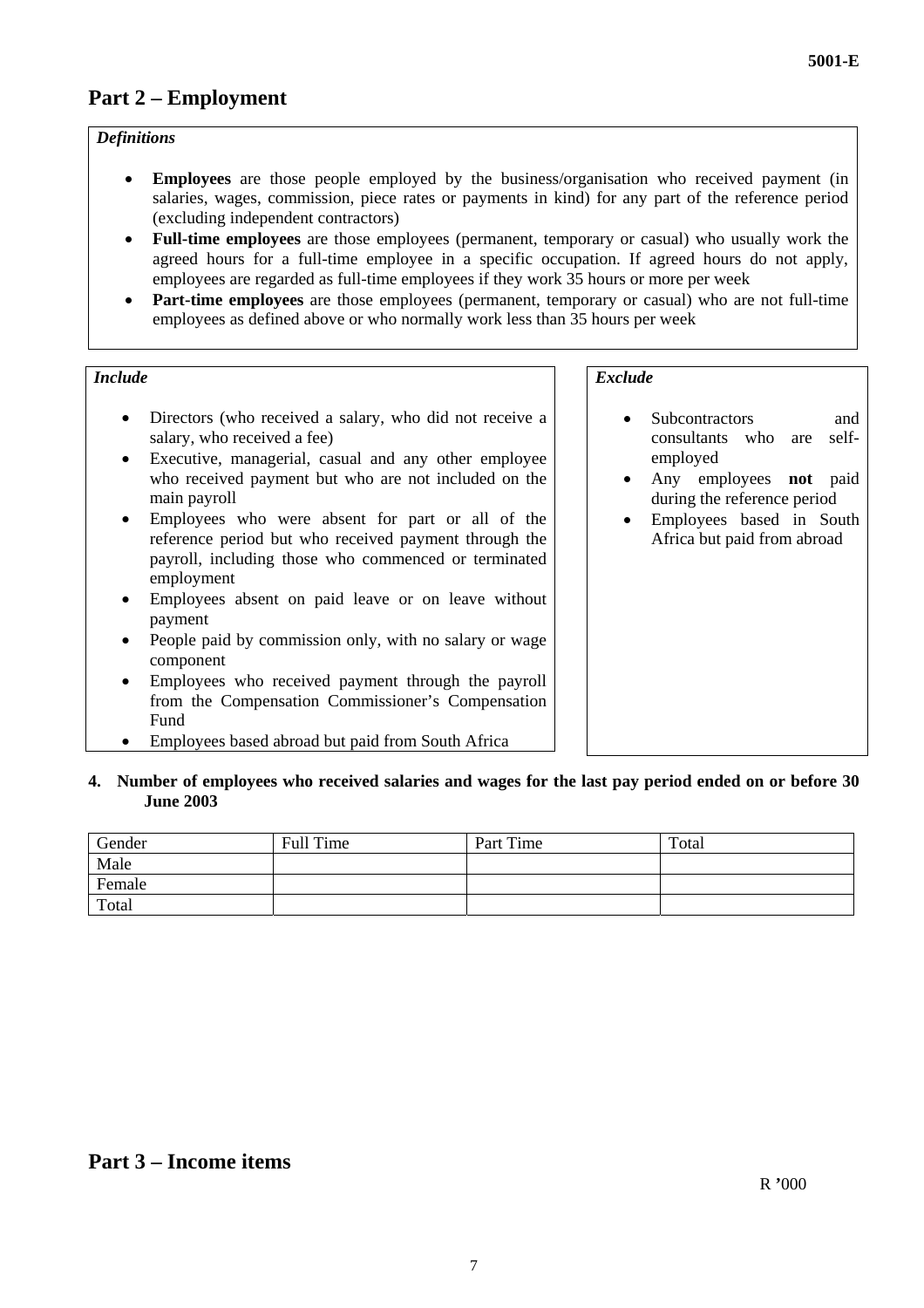## Part 2 – Employment

***Definitions***

- **Employees** are those people employed by the business/organisation who received payment (in salaries, wages, commission, piece rates or payments in kind) for any part of the reference period (excluding independent contractors)
- **Full-time employees** are those employees (permanent, temporary or casual) who usually work the agreed hours for a full-time employee in a specific occupation. If agreed hours do not apply, employees are regarded as full-time employees if they work 35 hours or more per week
- **Part-time employees** are those employees (permanent, temporary or casual) who are not full-time employees as defined above or who normally work less than 35 hours per week

***Include***

- Directors (who received a salary, who did not receive a salary, who received a fee)
- Executive, managerial, casual and any other employee who received payment but who are not included on the main payroll
- Employees who were absent for part or all of the reference period but who received payment through the payroll, including those who commenced or terminated employment
- Employees absent on paid leave or on leave without payment
- People paid by commission only, with no salary or wage component
- Employees who received payment through the payroll from the Compensation Commissioner's Compensation Fund
- Employees based abroad but paid from South Africa

***Exclude***

- Subcontractors and consultants who are self-employed
- Any employees **not** paid during the reference period
- Employees based in South Africa but paid from abroad

**4. Number of employees who received salaries and wages for the last pay period ended on or before 30 June 2003**

| Gender | Full Time | Part Time | Total |
|---|---|---|---|
| Male | | | |
| Female | | | |
| Total | | | |

## Part 3 – Income items

R '000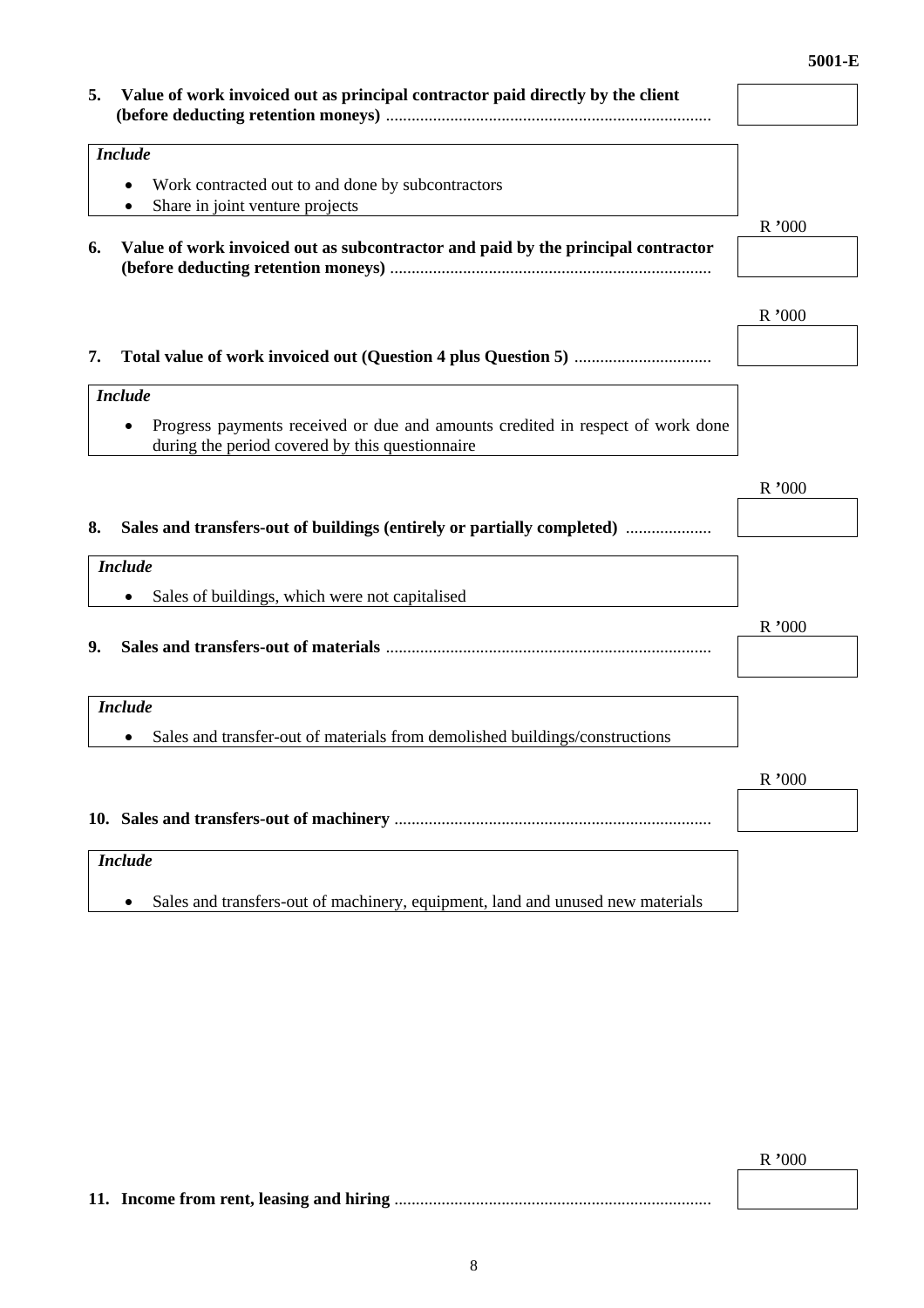**5. Value of work invoiced out as principal contractor paid directly by the client (before deducting retention moneys)** ........................................................................... ☐

| *Include* |
|---|
| • Work contracted out to and done by subcontractors<br>• Share in joint venture projects |

R '000

**6. Value of work invoiced out as subcontractor and paid by the principal contractor (before deducting retention moneys)** .......................................................................... ☐

R '000

**7. Total value of work invoiced out (Question 4 plus Question 5)** ................................ ☐

| *Include* |
|---|
| • Progress payments received or due and amounts credited in respect of work done during the period covered by this questionnaire |

R '000

**8. Sales and transfers-out of buildings (entirely or partially completed)** .................... ☐

| *Include* |
|---|
| • Sales of buildings, which were not capitalised |

R '000

**9. Sales and transfers-out of materials** ........................................................................... ☐

| *Include* |
|---|
| • Sales and transfer-out of materials from demolished buildings/constructions |

R '000

**10. Sales and transfers-out of machinery** ......................................................................... ☐

| *Include* |
|---|
| • Sales and transfers-out of machinery, equipment, land and unused new materials |

R '000

**11. Income from rent, leasing and hiring** ......................................................................... ☐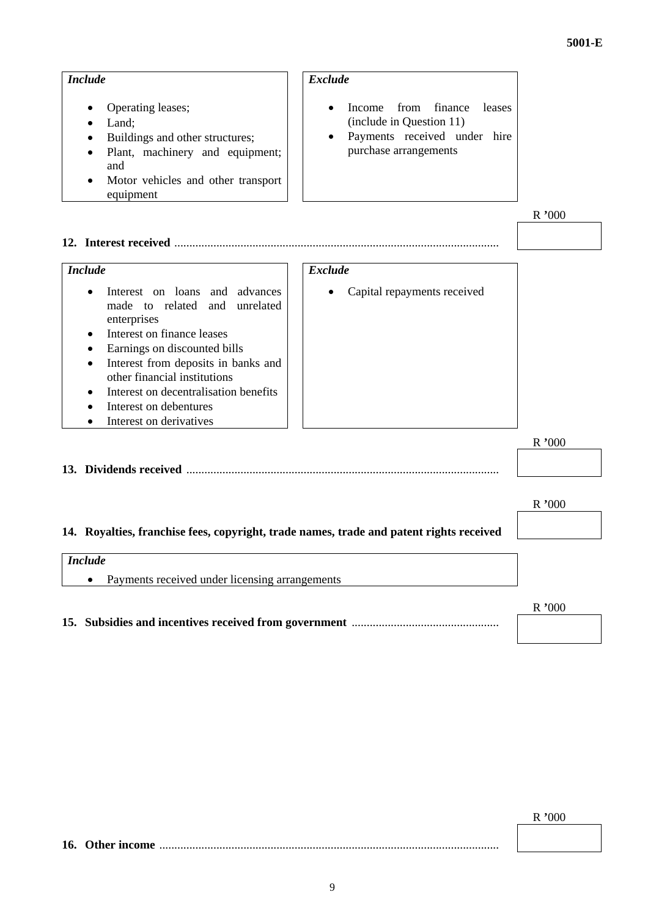| *Include* | *Exclude* |
|---|---|
| • Operating leases;<br>• Land;<br>• Buildings and other structures;<br>• Plant, machinery and equipment; and<br>• Motor vehicles and other transport equipment | • Income from finance leases (include in Question 11)<br>• Payments received under hire purchase arrangements |

**12. Interest received** .......................................................... R '000

| *Include* | *Exclude* |
|---|---|
| • Interest on loans and advances made to related and unrelated enterprises<br>• Interest on finance leases<br>• Earnings on discounted bills<br>• Interest from deposits in banks and other financial institutions<br>• Interest on decentralisation benefits<br>• Interest on debentures<br>• Interest on derivatives | • Capital repayments received |

**13. Dividends received** .......................................................... R '000

**14. Royalties, franchise fees, copyright, trade names, trade and patent rights received** R '000

*Include*

- Payments received under licensing arrangements

**15. Subsidies and incentives received from government** .......................................................... R '000

**16. Other income** .......................................................... R '000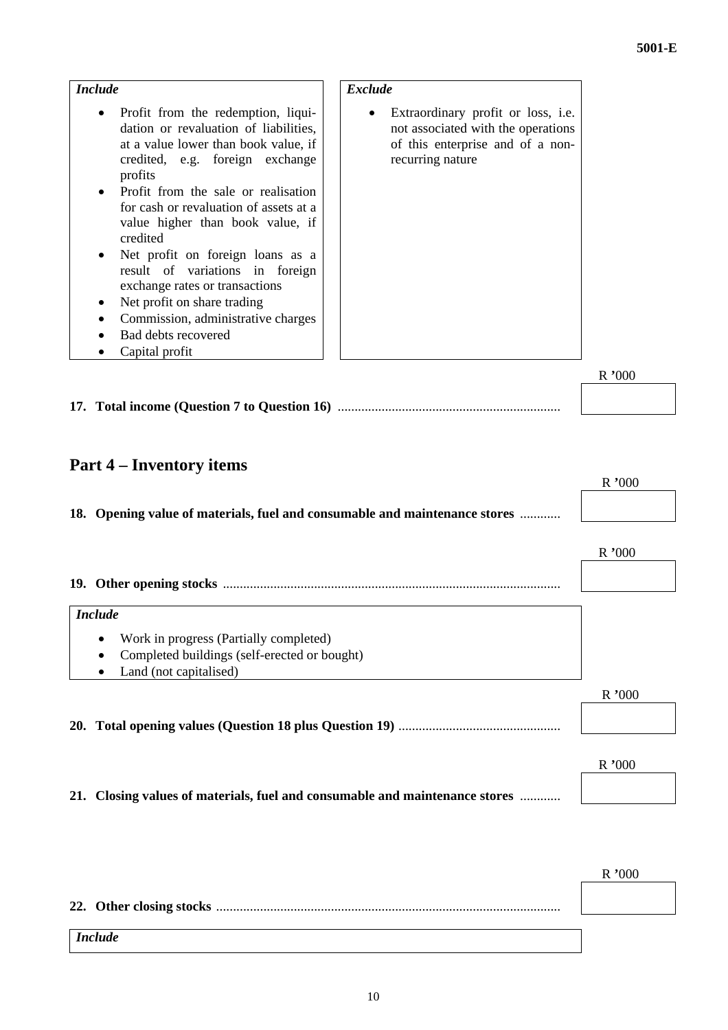| *Include* | *Exclude* |
|---|---|
| • Profit from the redemption, liquidation or revaluation of liabilities, at a value lower than book value, if credited, e.g. foreign exchange profits<br>• Profit from the sale or realisation for cash or revaluation of assets at a value higher than book value, if credited<br>• Net profit on foreign loans as a result of variations in foreign exchange rates or transactions<br>• Net profit on share trading<br>• Commission, administrative charges<br>• Bad debts recovered<br>• Capital profit | • Extraordinary profit or loss, i.e. not associated with the operations of this enterprise and of a non-recurring nature |

R '000

**17. Total income (Question 7 to Question 16)** ..................................................................

## Part 4 – Inventory items

R '000

**18. Opening value of materials, fuel and consumable and maintenance stores** ............

R '000

**19. Other opening stocks** ...................................................................................................

*Include*

- Work in progress (Partially completed)
- Completed buildings (self-erected or bought)
- Land (not capitalised)

R '000

**20. Total opening values (Question 18 plus Question 19)** ................................................

R '000

**21. Closing values of materials, fuel and consumable and maintenance stores** ............

R '000

**22. Other closing stocks** ....................................................................................................

*Include*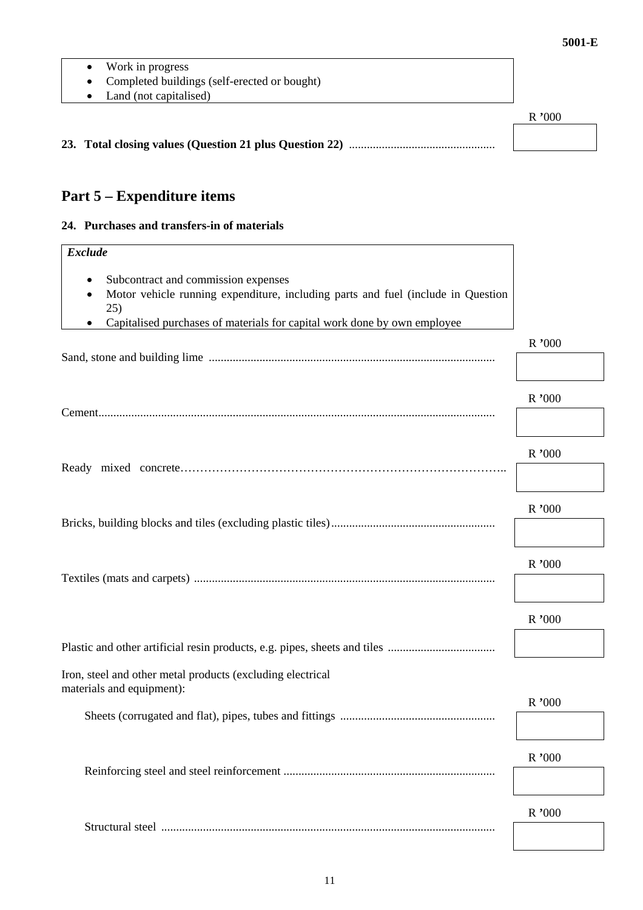- Work in progress
- Completed buildings (self-erected or bought)
- Land (not capitalised)

**23. Total closing values (Question 21 plus Question 22)** ................................................. R '000 [ ]

## Part 5 – Expenditure items

### 24. Purchases and transfers-in of materials

***Exclude***

- Subcontract and commission expenses
- Motor vehicle running expenditure, including parts and fuel (include in Question 25)
- Capitalised purchases of materials for capital work done by own employee

| Item | R '000 |
|---|---|
| Sand, stone and building lime ............................................................................................... | |
| Cement.................................................................................................................................... | |
| Ready mixed concrete………………………………………………………………………….. | |
| Bricks, building blocks and tiles (excluding plastic tiles)....................................................... | |
| Textiles (mats and carpets) .................................................................................................... | |
| Plastic and other artificial resin products, e.g. pipes, sheets and tiles .................................... | |
| Iron, steel and other metal products (excluding electrical materials and equipment): | |
| Sheets (corrugated and flat), pipes, tubes and fittings .................................................... | |
| Reinforcing steel and steel reinforcement ....................................................................... | |
| Structural steel ................................................................................................................ | |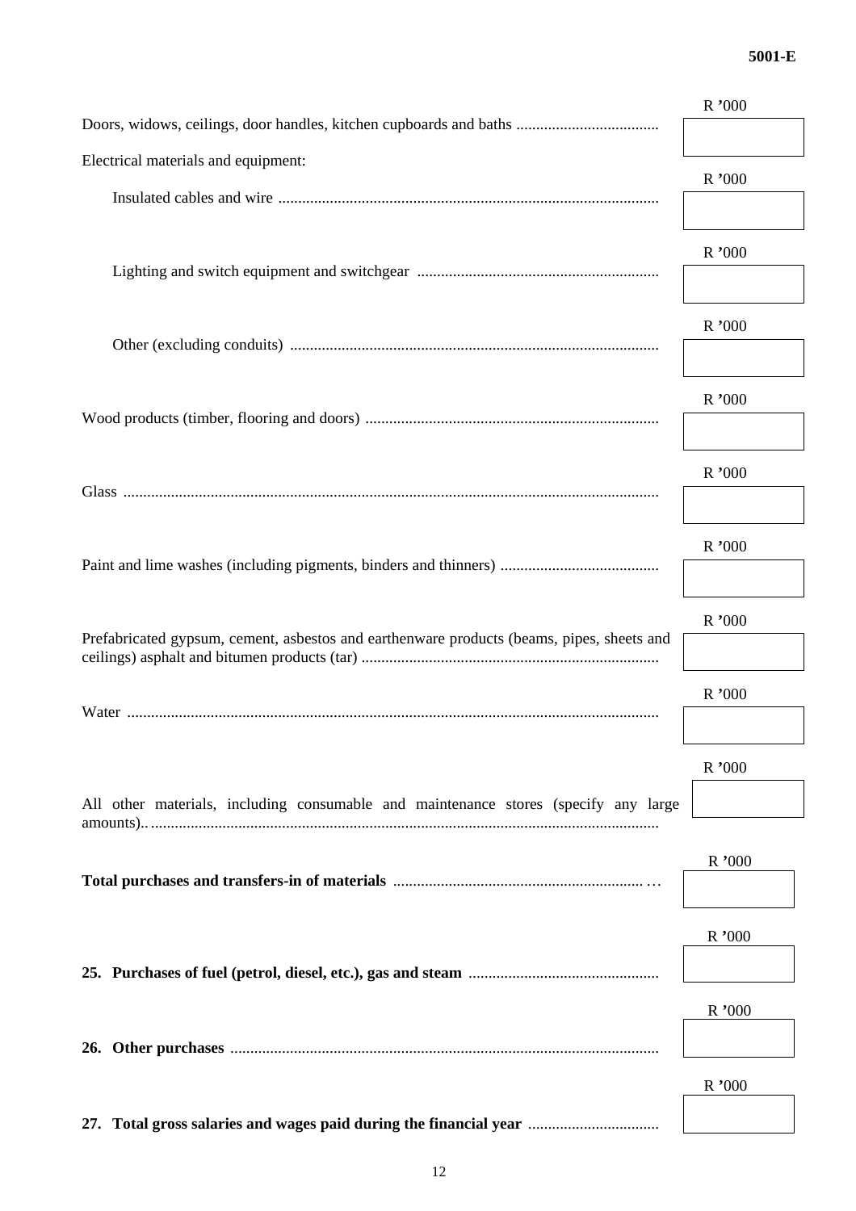| | R '000 |
|---|---|
| Doors, widows, ceilings, door handles, kitchen cupboards and baths .................................... | |
| Electrical materials and equipment: | |
| Insulated cables and wire ................................................................................................ | |
| Lighting and switch equipment and switchgear ............................................................. | |
| Other (excluding conduits) ............................................................................................. | |
| Wood products (timber, flooring and doors) .......................................................................... | |
| Glass ....................................................................................................................................... | |
| Paint and lime washes (including pigments, binders and thinners) ........................................ | |
| Prefabricated gypsum, cement, asbestos and earthenware products (beams, pipes, sheets and ceilings) asphalt and bitumen products (tar) .......................................................................... | |
| Water ....................................................................................................................................... | |
| All other materials, including consumable and maintenance stores (specify any large amounts).. .............................................................................................................................. | |
| **Total purchases and transfers-in of materials** ............................................................... … | |
| **25. Purchases of fuel (petrol, diesel, etc.), gas and steam** ............................................... | |
| **26. Other purchases** ........................................................................................................... | |
| **27. Total gross salaries and wages paid during the financial year** ................................. | |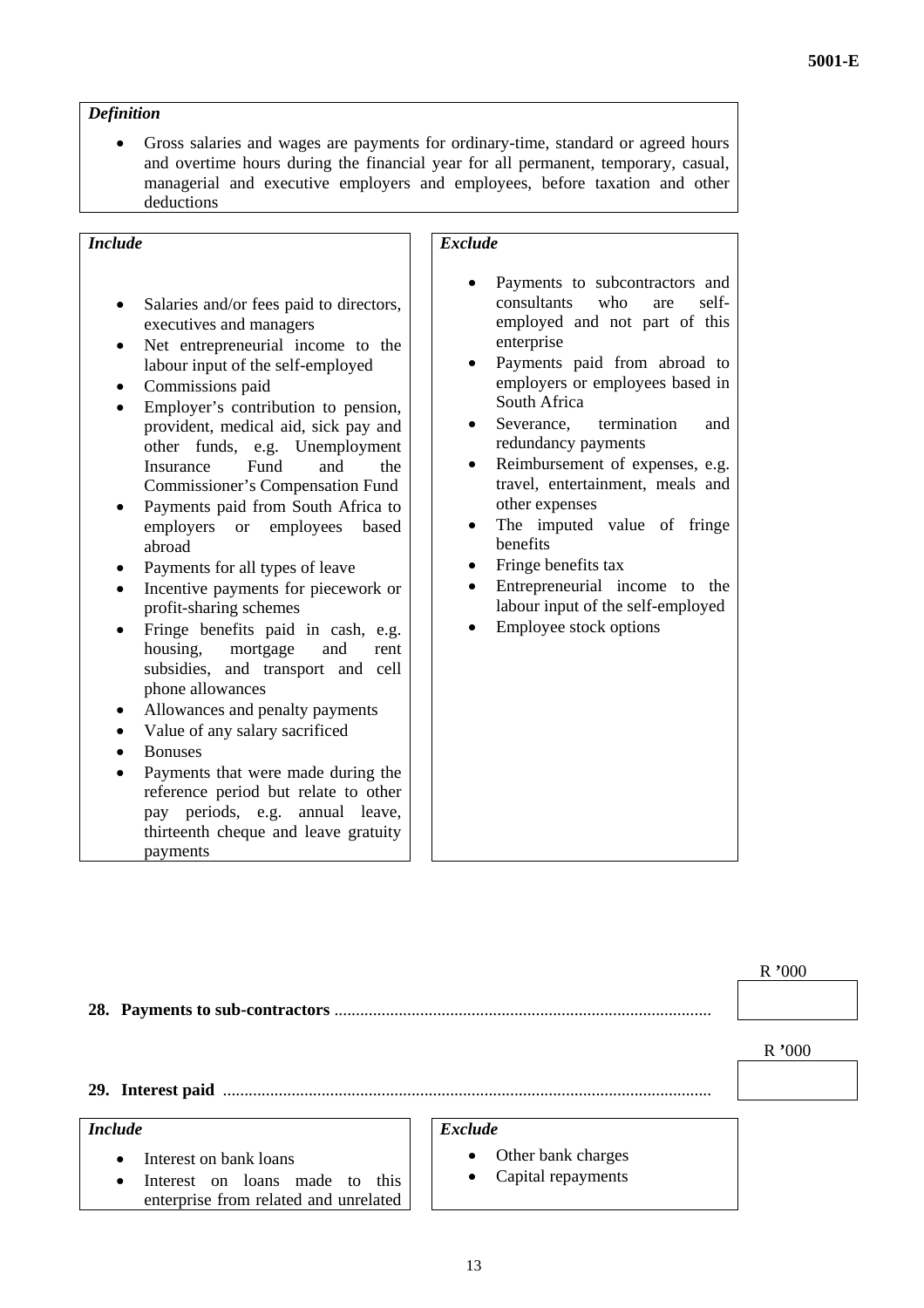*Definition*

- Gross salaries and wages are payments for ordinary-time, standard or agreed hours and overtime hours during the financial year for all permanent, temporary, casual, managerial and executive employers and employees, before taxation and other deductions

*Include*

- Salaries and/or fees paid to directors, executives and managers
- Net entrepreneurial income to the labour input of the self-employed
- Commissions paid
- Employer's contribution to pension, provident, medical aid, sick pay and other funds, e.g. Unemployment Insurance Fund and the Commissioner's Compensation Fund
- Payments paid from South Africa to employers or employees based abroad
- Payments for all types of leave
- Incentive payments for piecework or profit-sharing schemes
- Fringe benefits paid in cash, e.g. housing, mortgage and rent subsidies, and transport and cell phone allowances
- Allowances and penalty payments
- Value of any salary sacrificed
- Bonuses
- Payments that were made during the reference period but relate to other pay periods, e.g. annual leave, thirteenth cheque and leave gratuity payments

*Exclude*

- Payments to subcontractors and consultants who are self-employed and not part of this enterprise
- Payments paid from abroad to employers or employees based in South Africa
- Severance, termination and redundancy payments
- Reimbursement of expenses, e.g. travel, entertainment, meals and other expenses
- The imputed value of fringe benefits
- Fringe benefits tax
- Entrepreneurial income to the labour input of the self-employed
- Employee stock options

**28. Payments to sub-contractors** ........................................................................................ R '000

**29. Interest paid** ................................................................................................................ R '000

*Include*

- Interest on bank loans
- Interest on loans made to this enterprise from related and unrelated

*Exclude*

- Other bank charges
- Capital repayments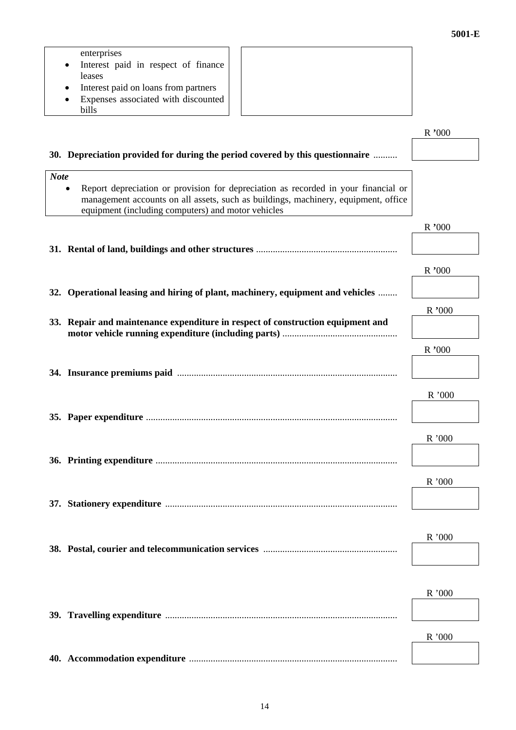enterprises

- Interest paid in respect of finance leases
- Interest paid on loans from partners
- Expenses associated with discounted bills

R '000

**30. Depreciation provided for during the period covered by this questionnaire** ..........

*Note*

- Report depreciation or provision for depreciation as recorded in your financial or management accounts on all assets, such as buildings, machinery, equipment, office equipment (including computers) and motor vehicles

R '000

**31. Rental of land, buildings and other structures** ...........................................................

R '000

**32. Operational leasing and hiring of plant, machinery, equipment and vehicles** ........

R '000

**33. Repair and maintenance expenditure in respect of construction equipment and motor vehicle running expenditure (including parts)** ................................................

R '000

**34. Insurance premiums paid** ...........................................................................................

R '000

**35. Paper expenditure** ........................................................................................................

R '000

**36. Printing expenditure** ....................................................................................................

R '000

**37. Stationery expenditure** ................................................................................................

R '000

**38. Postal, courier and telecommunication services** ........................................................

R '000

**39. Travelling expenditure** ................................................................................................

R '000

**40. Accommodation expenditure** ......................................................................................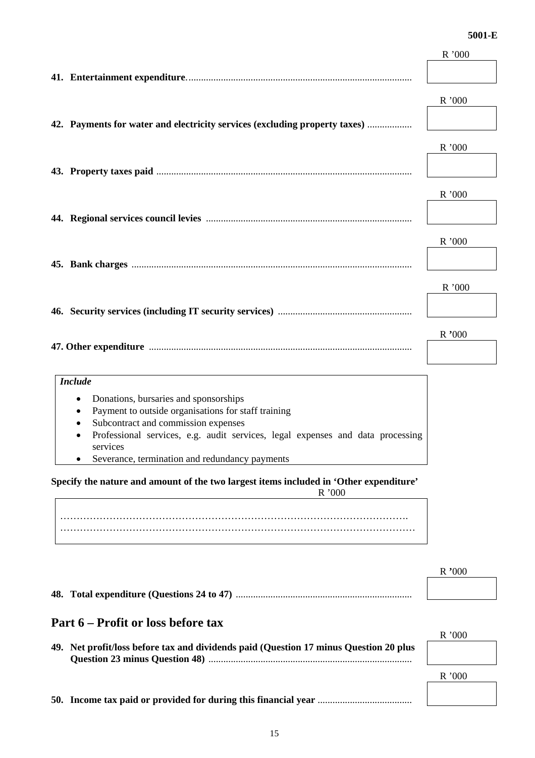**41. Entertainment expenditure** ........................................................................................ R '000 [ ]

**42. Payments for water and electricity services (excluding property taxes)** .................. R '000 [ ]

**43. Property taxes paid** ..................................................................................................... R '000 [ ]

**44. Regional services council levies** .................................................................................. R '000 [ ]

**45. Bank charges** ............................................................................................................... R '000 [ ]

**46. Security services (including IT security services)** ..................................................... R '000 [ ]

**47. Other expenditure** ........................................................................................................ R '000 [ ]

> ***Include***
>
> - Donations, bursaries and sponsorships
> - Payment to outside organisations for staff training
> - Subcontract and commission expenses
> - Professional services, e.g. audit services, legal expenses and data processing services
> - Severance, termination and redundancy payments

**Specify the nature and amount of the two largest items included in 'Other expenditure'**

R '000

…………………………………………………………………………………………….
……………………………………………………………………………………………

**48. Total expenditure (Questions 24 to 47)** ...................................................................... R '000 [ ]

## Part 6 – Profit or loss before tax

**49. Net profit/loss before tax and dividends paid (Question 17 minus Question 20 plus Question 23 minus Question 48)** ................................................................................. R '000 [ ]

**50. Income tax paid or provided for during this financial year** ...................................... R '000 [ ]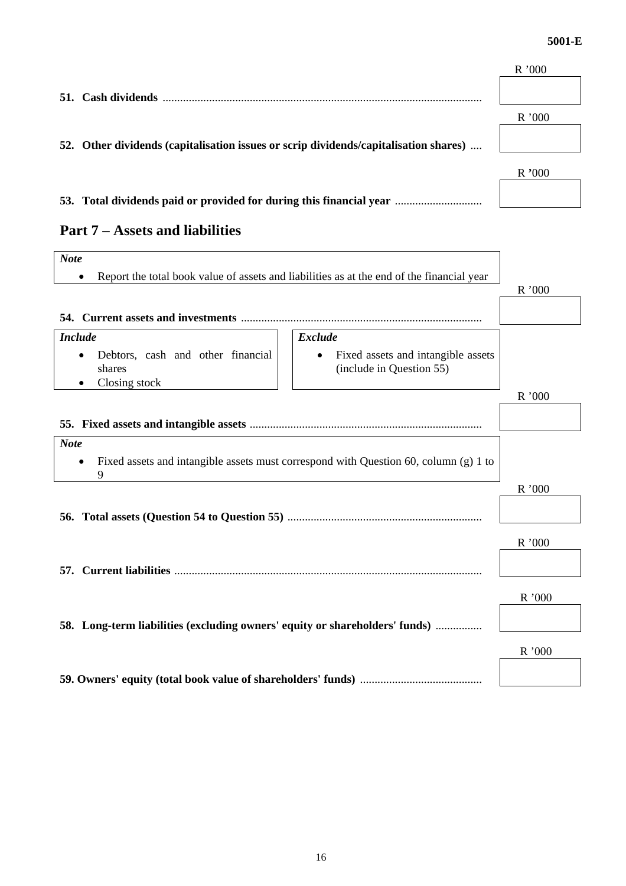**51. Cash dividends** ............................................................................................................ R '000 [ ]

**52. Other dividends (capitalisation issues or scrip dividends/capitalisation shares)** .... R '000 [ ]

**53. Total dividends paid or provided for during this financial year** ............................. R '000 [ ]

## Part 7 – Assets and liabilities

> ***Note***
> - Report the total book value of assets and liabilities as at the end of the financial year

**54. Current assets and investments** .................................................................................. R '000 [ ]

| ***Include*** | ***Exclude*** |
|---|---|
| • Debtors, cash and other financial shares<br>• Closing stock | • Fixed assets and intangible assets (include in Question 55) |

**55. Fixed assets and intangible assets** ............................................................................... R '000 [ ]

> ***Note***
> - Fixed assets and intangible assets must correspond with Question 60, column (g) 1 to 9

**56. Total assets (Question 54 to Question 55)** .................................................................. R '000 [ ]

**57. Current liabilities** ........................................................................................................ R '000 [ ]

**58. Long-term liabilities (excluding owners' equity or shareholders' funds)** ................ R '000 [ ]

**59. Owners' equity (total book value of shareholders' funds)** .......................................... R '000 [ ]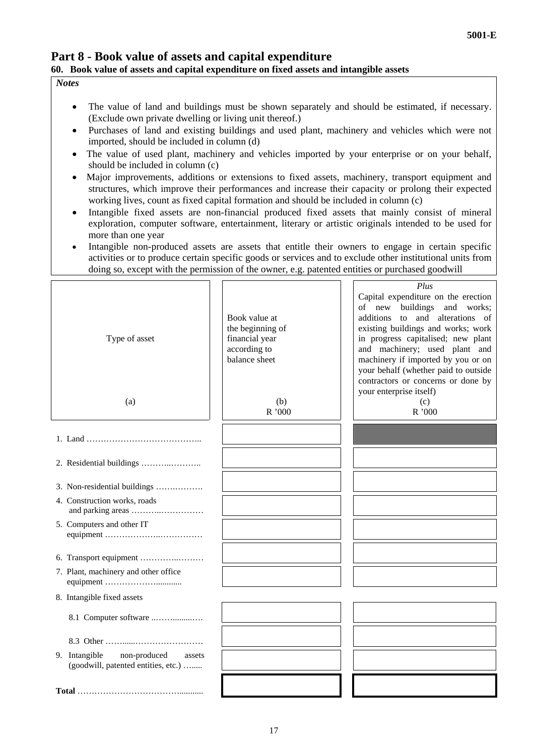## Part 8 - Book value of assets and capital expenditure

### 60. Book value of assets and capital expenditure on fixed assets and intangible assets

*Notes*

- The value of land and buildings must be shown separately and should be estimated, if necessary. (Exclude own private dwelling or living unit thereof.)
- Purchases of land and existing buildings and used plant, machinery and vehicles which were not imported, should be included in column (d)
- The value of used plant, machinery and vehicles imported by your enterprise or on your behalf, should be included in column (c)
- Major improvements, additions or extensions to fixed assets, machinery, transport equipment and structures, which improve their performances and increase their capacity or prolong their expected working lives, count as fixed capital formation and should be included in column (c)
- Intangible fixed assets are non-financial produced fixed assets that mainly consist of mineral exploration, computer software, entertainment, literary or artistic originals intended to be used for more than one year
- Intangible non-produced assets are assets that entitle their owners to engage in certain specific activities or to produce certain specific goods or services and to exclude other institutional units from doing so, except with the permission of the owner, e.g. patented entities or purchased goodwill

| Type of asset<br>(a) | Book value at the beginning of financial year according to balance sheet<br>(b)<br>R '000 | *Plus*<br>Capital expenditure on the erection of new buildings and works; additions to and alterations of existing buildings and works; work in progress capitalised; new plant and machinery; used plant and machinery if imported by you or on your behalf (whether paid to outside contractors or concerns or done by your enterprise itself)<br>(c)<br>R '000 |
|---|---|---|
| 1. Land …………………………………… | | (shaded) |
| 2. Residential buildings ……………….. | | |
| 3. Non-residential buildings ………………. | | |
| 4. Construction works, roads and parking areas ……………………… | | |
| 5. Computers and other IT equipment ……………………………… | | |
| 6. Transport equipment ……………………… | | |
| 7. Plant, machinery and other office equipment ……………………….. | | |
| 8. Intangible fixed assets | | |
| 8.1 Computer software ……………… | | |
| 8.3 Other ……………………………… | | |
| 9. Intangible non-produced assets (goodwill, patented entities, etc.) …..... | | |
| **Total** ……………………………………… | | |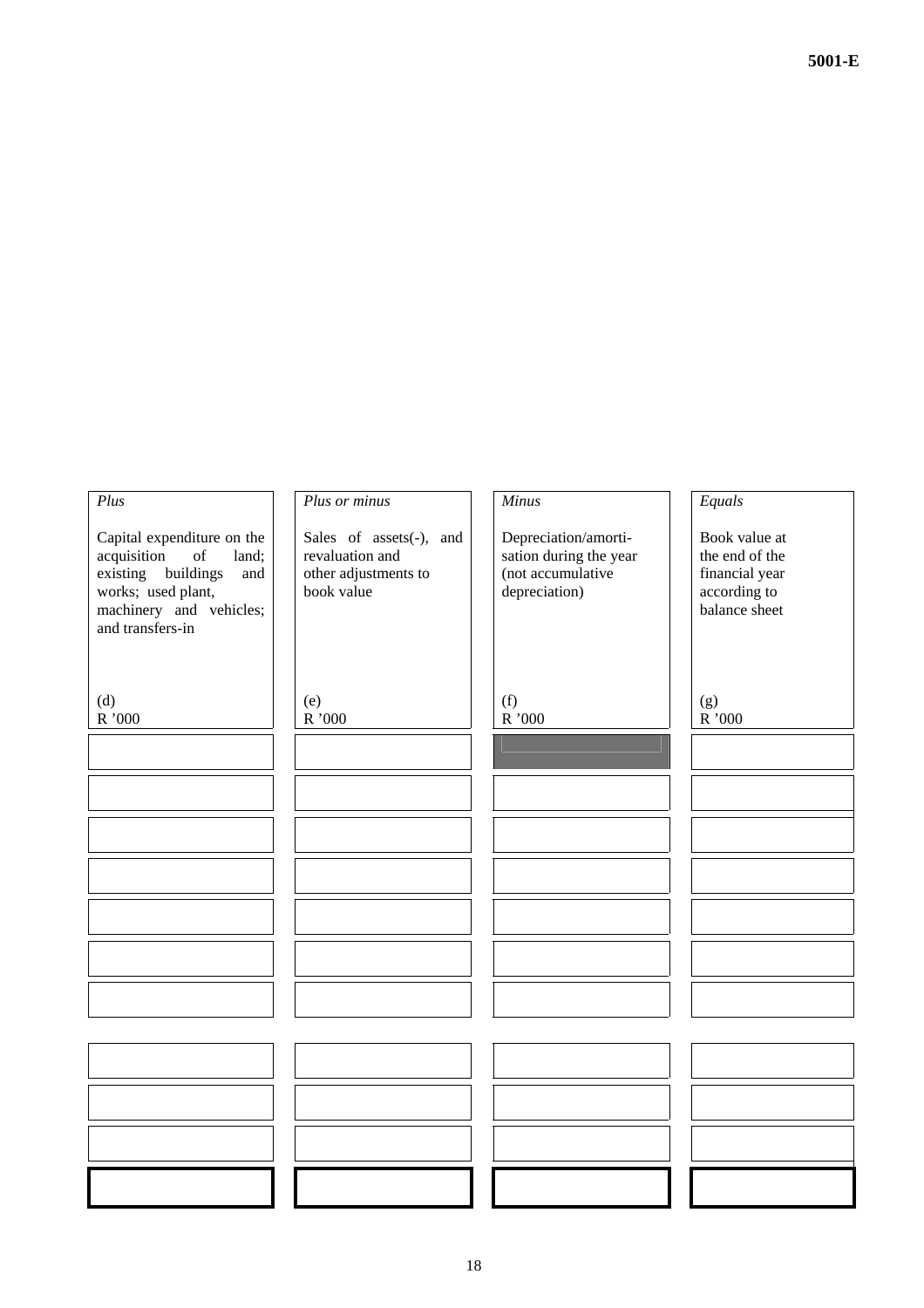| *Plus*<br><br>Capital expenditure on the acquisition of land; existing buildings and works; used plant, machinery and vehicles; and transfers-in<br><br>(d)<br>R ’000 | *Plus or minus*<br><br>Sales of assets(-), and revaluation and other adjustments to book value<br><br>(e)<br>R ’000 | *Minus*<br><br>Depreciation/amortisation during the year (not accumulative depreciation)<br><br>(f)<br>R ’000 | *Equals*<br><br>Book value at the end of the financial year according to balance sheet<br><br>(g)<br>R ’000 |
|---|---|---|---|
| | | | |
| | | | |
| | | | |
| | | | |
| | | | |
| | | | |
| | | | |
| | | | |
| | | | |
| | | | |
| | | | |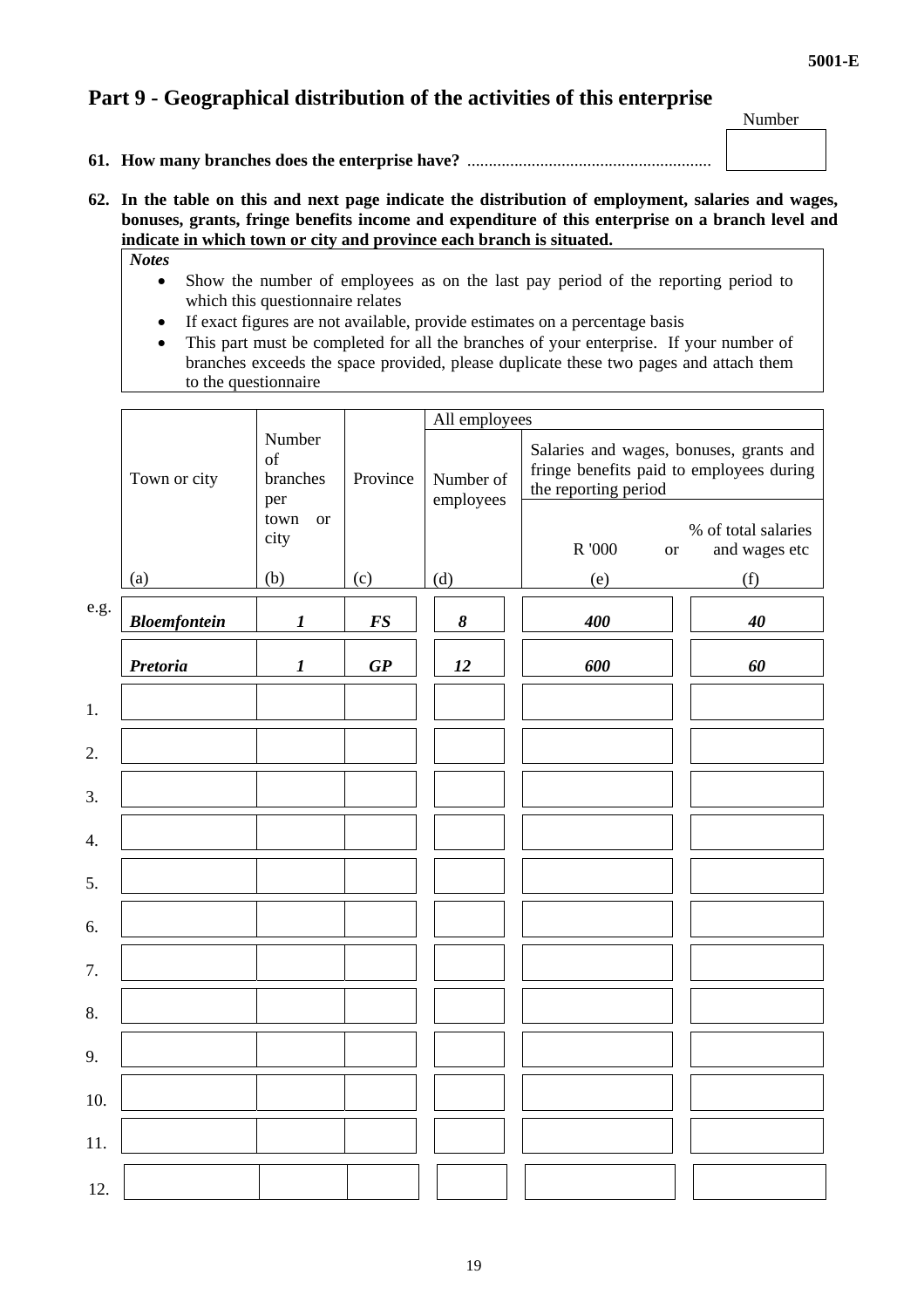5001-E

## Part 9 - Geographical distribution of the activities of this enterprise

**61. How many branches does the enterprise have?** ........................................................ Number [ ]

**62. In the table on this and next page indicate the distribution of employment, salaries and wages, bonuses, grants, fringe benefits income and expenditure of this enterprise on a branch level and indicate in which town or city and province each branch is situated.**

*Notes*

- Show the number of employees as on the last pay period of the reporting period to which this questionnaire relates
- If exact figures are not available, provide estimates on a percentage basis
- This part must be completed for all the branches of your enterprise. If your number of branches exceeds the space provided, please duplicate these two pages and attach them to the questionnaire

| | Town or city | Number of branches per town or city | Province | All employees | | |
|---|---|---|---|---|---|---|
| | | | | Number of employees | Salaries and wages, bonuses, grants and fringe benefits paid to employees during the reporting period | |
| | | | | | R '000 or | % of total salaries and wages etc |
| | (a) | (b) | (c) | (d) | (e) | (f) |
| e.g. | ***Bloemfontein*** | ***1*** | ***FS*** | ***8*** | ***400*** | ***40*** |
| | ***Pretoria*** | ***1*** | ***GP*** | ***12*** | ***600*** | ***60*** |
| 1. | | | | | | |
| 2. | | | | | | |
| 3. | | | | | | |
| 4. | | | | | | |
| 5. | | | | | | |
| 6. | | | | | | |
| 7. | | | | | | |
| 8. | | | | | | |
| 9. | | | | | | |
| 10. | | | | | | |
| 11. | | | | | | |
| 12. | | | | | | |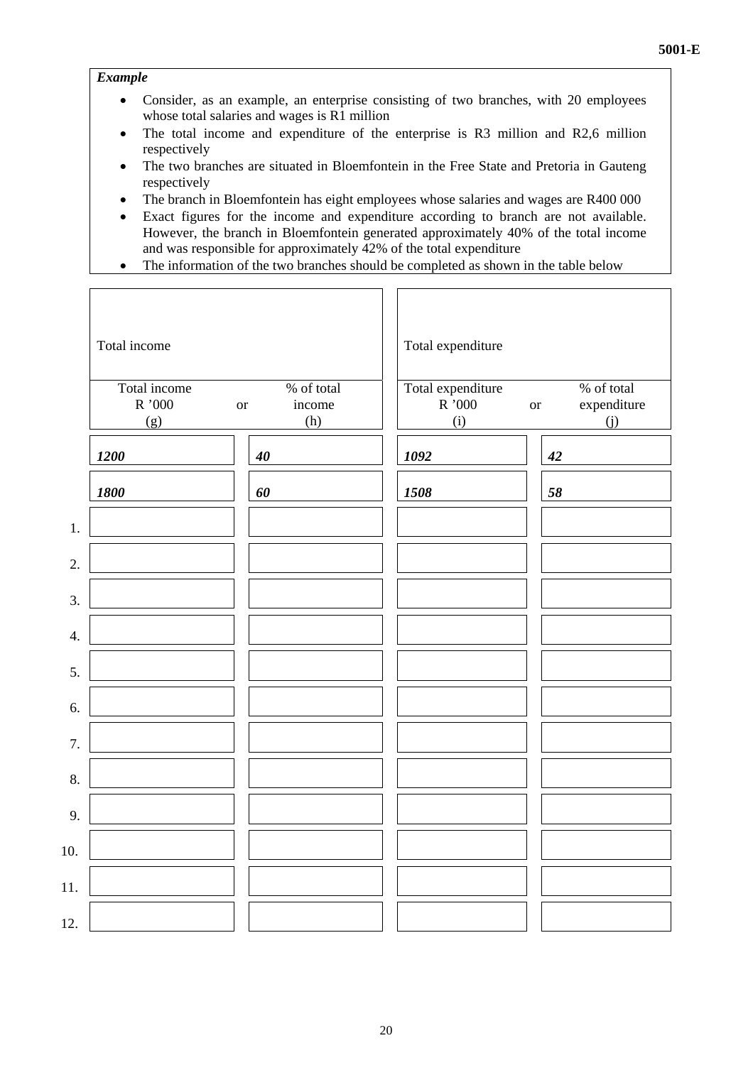***Example***

- Consider, as an example, an enterprise consisting of two branches, with 20 employees whose total salaries and wages is R1 million
- The total income and expenditure of the enterprise is R3 million and R2,6 million respectively
- The two branches are situated in Bloemfontein in the Free State and Pretoria in Gauteng respectively
- The branch in Bloemfontein has eight employees whose salaries and wages are R400 000
- Exact figures for the income and expenditure according to branch are not available. However, the branch in Bloemfontein generated approximately 40% of the total income and was responsible for approximately 42% of the total expenditure
- The information of the two branches should be completed as shown in the table below

| | Total income | | Total expenditure | |
|---|---|---|---|---|
| | Total income R '000 (g) | or % of total income (h) | Total expenditure R '000 (i) | or % of total expenditure (j) |
| | ***1200*** | ***40*** | ***1092*** | ***42*** |
| | ***1800*** | ***60*** | ***1508*** | ***58*** |
| 1. | | | | |
| 2. | | | | |
| 3. | | | | |
| 4. | | | | |
| 5. | | | | |
| 6. | | | | |
| 7. | | | | |
| 8. | | | | |
| 9. | | | | |
| 10. | | | | |
| 11. | | | | |
| 12. | | | | |